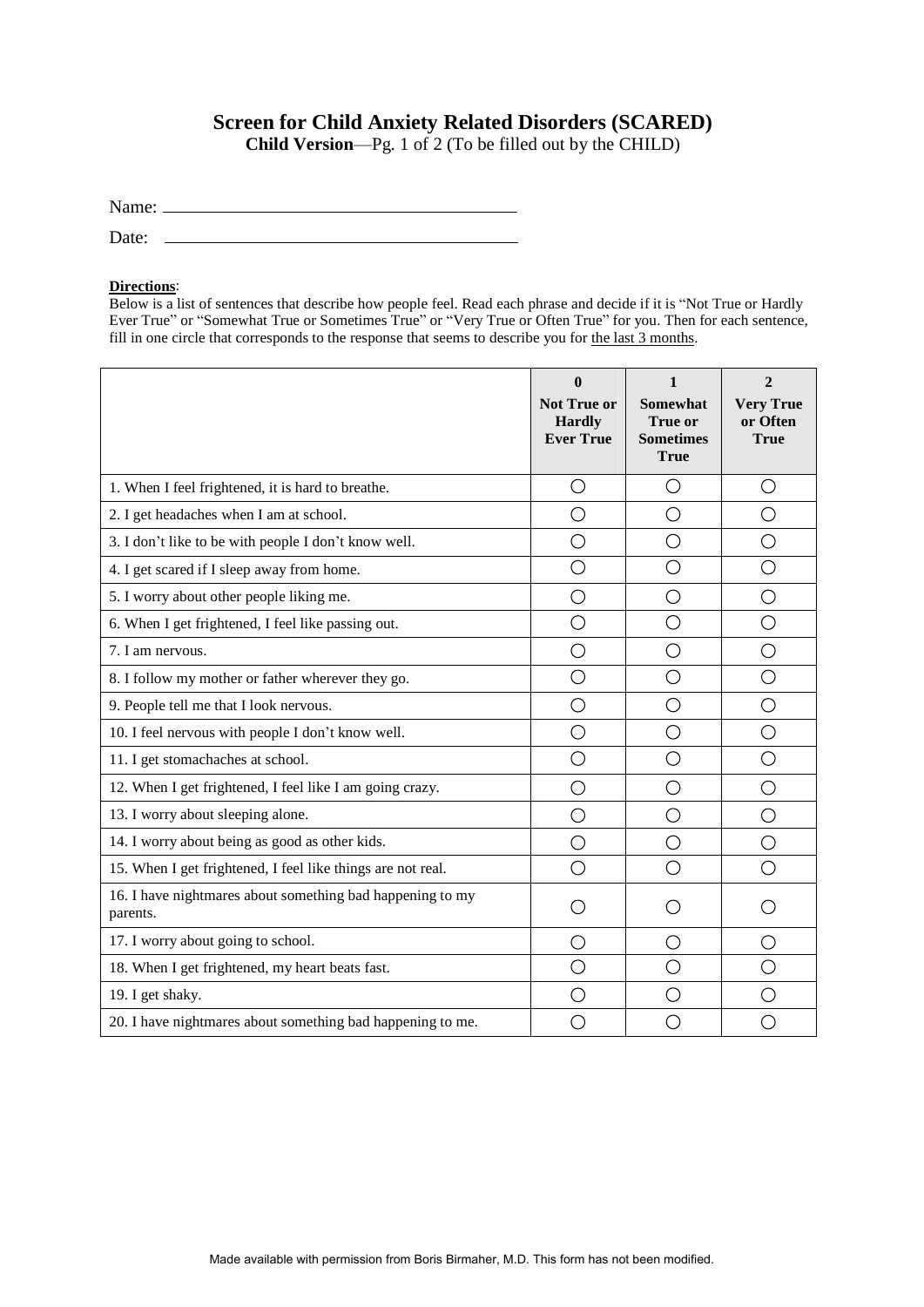# Screen for Child Anxiety Related Disorders (SCARED)

**Child Version**—Pg. 1 of 2 (To be filled out by the CHILD)

Name: ______________________________

Date: ______________________________

**Directions**:
Below is a list of sentences that describe how people feel. Read each phrase and decide if it is "Not True or Hardly Ever True" or "Somewhat True or Sometimes True" or "Very True or Often True" for you. Then for each sentence, fill in one circle that corresponds to the response that seems to describe you for the last 3 months.

| | **0** **Not True or Hardly Ever True** | **1** **Somewhat True or Sometimes True** | **2** **Very True or Often True** |
|---|---|---|---|
| 1. When I feel frightened, it is hard to breathe. | ○ | ○ | ○ |
| 2. I get headaches when I am at school. | ○ | ○ | ○ |
| 3. I don't like to be with people I don't know well. | ○ | ○ | ○ |
| 4. I get scared if I sleep away from home. | ○ | ○ | ○ |
| 5. I worry about other people liking me. | ○ | ○ | ○ |
| 6. When I get frightened, I feel like passing out. | ○ | ○ | ○ |
| 7. I am nervous. | ○ | ○ | ○ |
| 8. I follow my mother or father wherever they go. | ○ | ○ | ○ |
| 9. People tell me that I look nervous. | ○ | ○ | ○ |
| 10. I feel nervous with people I don't know well. | ○ | ○ | ○ |
| 11. I get stomachaches at school. | ○ | ○ | ○ |
| 12. When I get frightened, I feel like I am going crazy. | ○ | ○ | ○ |
| 13. I worry about sleeping alone. | ○ | ○ | ○ |
| 14. I worry about being as good as other kids. | ○ | ○ | ○ |
| 15. When I get frightened, I feel like things are not real. | ○ | ○ | ○ |
| 16. I have nightmares about something bad happening to my parents. | ○ | ○ | ○ |
| 17. I worry about going to school. | ○ | ○ | ○ |
| 18. When I get frightened, my heart beats fast. | ○ | ○ | ○ |
| 19. I get shaky. | ○ | ○ | ○ |
| 20. I have nightmares about something bad happening to me. | ○ | ○ | ○ |

Made available with permission from Boris Birmaher, M.D. This form has not been modified.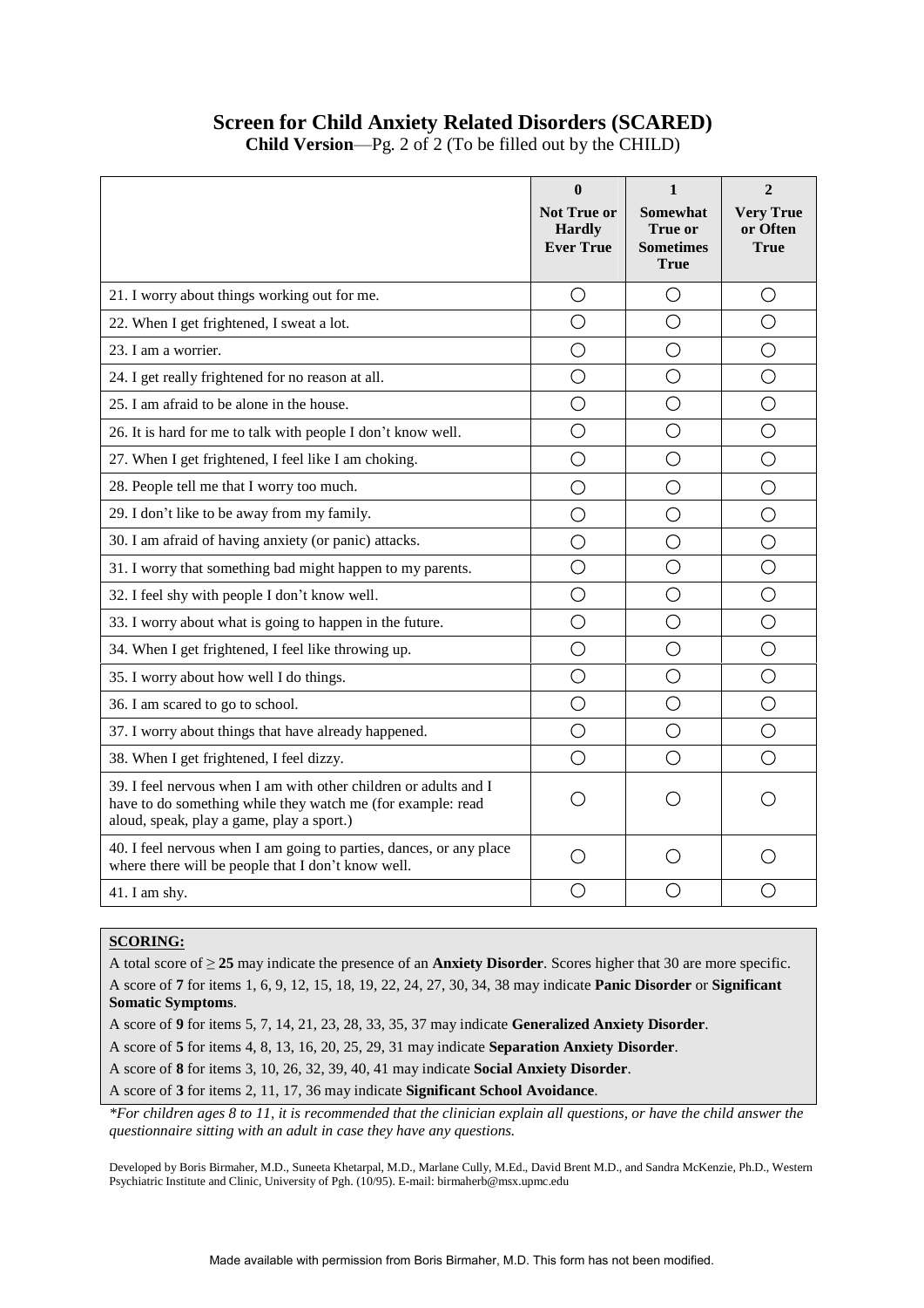# Screen for Child Anxiety Related Disorders (SCARED)

**Child Version**—Pg. 2 of 2 (To be filled out by the CHILD)

| | **0** **Not True or Hardly Ever True** | **1** **Somewhat True or Sometimes True** | **2** **Very True or Often True** |
|---|---|---|---|
| 21. I worry about things working out for me. | ◯ | ◯ | ◯ |
| 22. When I get frightened, I sweat a lot. | ◯ | ◯ | ◯ |
| 23. I am a worrier. | ◯ | ◯ | ◯ |
| 24. I get really frightened for no reason at all. | ◯ | ◯ | ◯ |
| 25. I am afraid to be alone in the house. | ◯ | ◯ | ◯ |
| 26. It is hard for me to talk with people I don't know well. | ◯ | ◯ | ◯ |
| 27. When I get frightened, I feel like I am choking. | ◯ | ◯ | ◯ |
| 28. People tell me that I worry too much. | ◯ | ◯ | ◯ |
| 29. I don't like to be away from my family. | ◯ | ◯ | ◯ |
| 30. I am afraid of having anxiety (or panic) attacks. | ◯ | ◯ | ◯ |
| 31. I worry that something bad might happen to my parents. | ◯ | ◯ | ◯ |
| 32. I feel shy with people I don't know well. | ◯ | ◯ | ◯ |
| 33. I worry about what is going to happen in the future. | ◯ | ◯ | ◯ |
| 34. When I get frightened, I feel like throwing up. | ◯ | ◯ | ◯ |
| 35. I worry about how well I do things. | ◯ | ◯ | ◯ |
| 36. I am scared to go to school. | ◯ | ◯ | ◯ |
| 37. I worry about things that have already happened. | ◯ | ◯ | ◯ |
| 38. When I get frightened, I feel dizzy. | ◯ | ◯ | ◯ |
| 39. I feel nervous when I am with other children or adults and I have to do something while they watch me (for example: read aloud, speak, play a game, play a sport.) | ◯ | ◯ | ◯ |
| 40. I feel nervous when I am going to parties, dances, or any place where there will be people that I don't know well. | ◯ | ◯ | ◯ |
| 41. I am shy. | ◯ | ◯ | ◯ |

**SCORING:**

A total score of ≥ **25** may indicate the presence of an **Anxiety Disorder**. Scores higher that 30 are more specific.

A score of **7** for items 1, 6, 9, 12, 15, 18, 19, 22, 24, 27, 30, 34, 38 may indicate **Panic Disorder** or **Significant Somatic Symptoms**.

A score of **9** for items 5, 7, 14, 21, 23, 28, 33, 35, 37 may indicate **Generalized Anxiety Disorder**.

A score of **5** for items 4, 8, 13, 16, 20, 25, 29, 31 may indicate **Separation Anxiety Disorder**.

A score of **8** for items 3, 10, 26, 32, 39, 40, 41 may indicate **Social Anxiety Disorder**.

A score of **3** for items 2, 11, 17, 36 may indicate **Significant School Avoidance**.

*\*For children ages 8 to 11, it is recommended that the clinician explain all questions, or have the child answer the questionnaire sitting with an adult in case they have any questions.*

Developed by Boris Birmaher, M.D., Suneeta Khetarpal, M.D., Marlane Cully, M.Ed., David Brent M.D., and Sandra McKenzie, Ph.D., Western Psychiatric Institute and Clinic, University of Pgh. (10/95). E-mail: birmaherb@msx.upmc.edu

Made available with permission from Boris Birmaher, M.D. This form has not been modified.